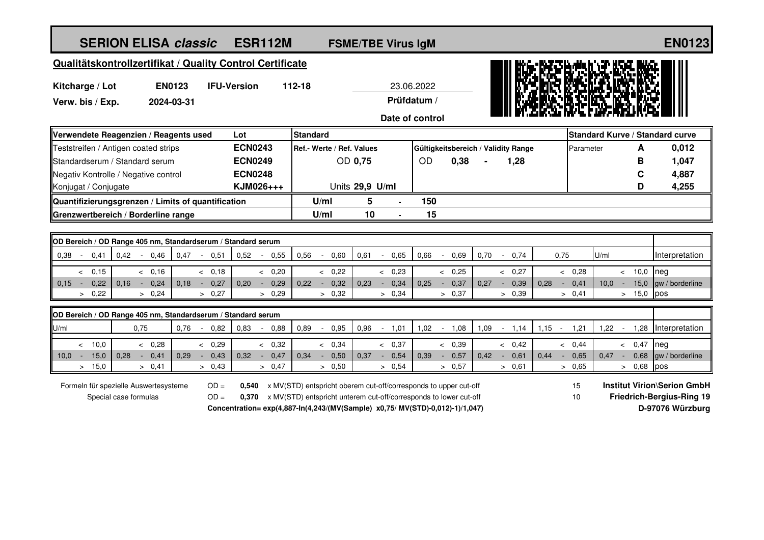# SERION ELISA *classic* ESR112M FSME/TBE Virus IgM EN0123

## Qualitätskontrollzertifikat / Quality Control Certificate

**Kitcharge / Lot** **EN0123** **IFU-Version** **112-18**

**Verw. bis / Exp.** **2024-03-31**

23.06.2022
**Prüfdatum / Date of control**

| Verwendete Reagenzien / Reagents used | Lot | Standard | | | | | | Standard Kurve / Standard curve | | |
|---|---|---|---|---|---|---|---|---|---|---|
| Teststreifen / Antigen coated strips | **ECN0243** | Ref.- Werte / Ref. Values | | Gültigkeitsbereich / Validity Range | | | | Parameter | **A** | **0,012** |
| Standardserum / Standard serum | **ECN0249** | OD **0,75** | | OD | **0,38** | - | **1,28** | | **B** | **1,047** |
| Negativ Kontrolle / Negative control | **ECN0248** | | | | | | | | **C** | **4,887** |
| Konjugat / Conjugate | **KJM026+++** | Units **29,9 U/ml** | | | | | | | **D** | **4,255** |
| **Quantifizierungsgrenzen / Limits of quantification** | | **U/ml** | **5** | - | **150** | | | | | |
| **Grenzwertbereich / Borderline range** | | **U/ml** | **10** | - | **15** | | | | | |

**OD Bereich / OD Range 405 nm, Standardserum / Standard serum**

| 0,38 - 0,41 | 0,42 - 0,46 | 0,47 - 0,51 | 0,52 - 0,55 | 0,56 - 0,60 | 0,61 - 0,65 | 0,66 - 0,69 | 0,70 - 0,74 | 0,75 | U/ml | Interpretation |
|---|---|---|---|---|---|---|---|---|---|---|
| < 0,15 | < 0,16 | < 0,18 | < 0,20 | < 0,22 | < 0,23 | < 0,25 | < 0,27 | < 0,28 | < 10,0 | neg |
| 0,15 - 0,22 | 0,16 - 0,24 | 0,18 - 0,27 | 0,20 - 0,29 | 0,22 - 0,32 | 0,23 - 0,34 | 0,25 - 0,37 | 0,27 - 0,39 | 0,28 - 0,41 | 10,0 - 15,0 | gw / borderline |
| > 0,22 | > 0,24 | > 0,27 | > 0,29 | > 0,32 | > 0,34 | > 0,37 | > 0,39 | > 0,41 | > 15,0 | pos |

**OD Bereich / OD Range 405 nm, Standardserum / Standard serum**

| U/ml | 0,75 | 0,76 - 0,82 | 0,83 - 0,88 | 0,89 - 0,95 | 0,96 - 1,01 | 1,02 - 1,08 | 1,09 - 1,14 | 1,15 - 1,21 | 1,22 - 1,28 | Interpretation |
|---|---|---|---|---|---|---|---|---|---|---|
| < 10,0 | < 0,28 | < 0,29 | < 0,32 | < 0,34 | < 0,37 | < 0,39 | < 0,42 | < 0,44 | < 0,47 | neg |
| 10,0 - 15,0 | 0,28 - 0,41 | 0,29 - 0,43 | 0,32 - 0,47 | 0,34 - 0,50 | 0,37 - 0,54 | 0,39 - 0,57 | 0,42 - 0,61 | 0,44 - 0,65 | 0,47 - 0,68 | gw / borderline |
| > 15,0 | > 0,41 | > 0,43 | > 0,47 | > 0,50 | > 0,54 | > 0,57 | > 0,61 | > 0,65 | > 0,68 | pos |

Formeln für spezielle Auswertesysteme / Special case formulas

OD = **0,540** x MV(STD) entspricht oberem cut-off/corresponds to upper cut-off — 15

OD = **0,370** x MV(STD) entspricht unterem cut-off/corresponds to lower cut-off — 10

**Concentration= exp(4,887-ln(4,243/(MV(Sample) x0,75/ MV(STD)-0,012)-1)/1,047)**

**Institut Virion\Serion GmbH**
**Friedrich-Bergius-Ring 19**
**D-97076 Würzburg**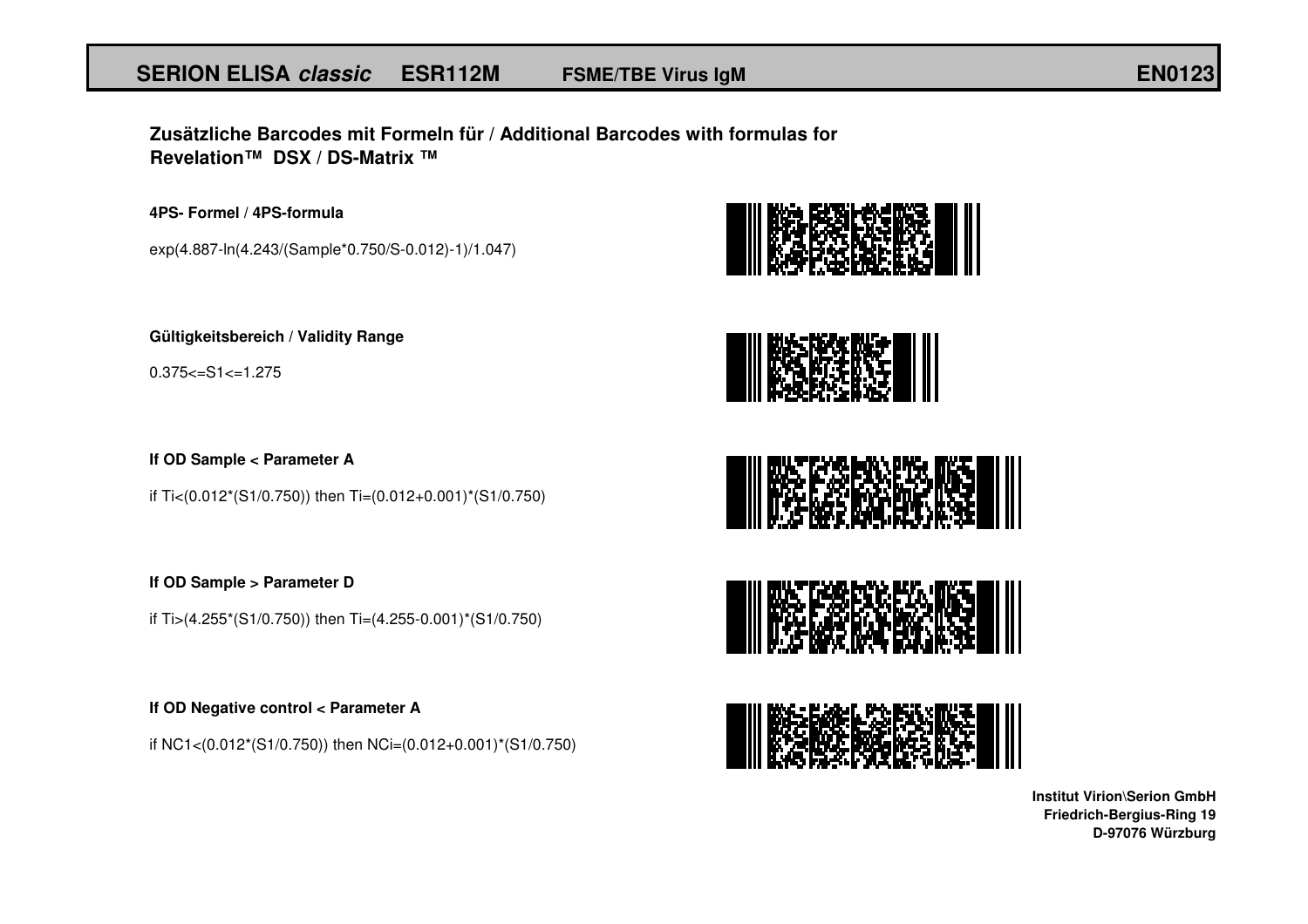## SERION ELISA *classic* ESR112M FSME/TBE Virus IgM EN0123

### Zusätzliche Barcodes mit Formeln für / Additional Barcodes with formulas for Revelation™ DSX / DS-Matrix ™

**4PS- Formel / 4PS-formula**

exp(4.887-ln(4.243/(Sample*0.750/S-0.012)-1)/1.047)

**Gültigkeitsbereich / Validity Range**

0.375<=S1<=1.275

**If OD Sample < Parameter A**

if Ti<(0.012*(S1/0.750)) then Ti=(0.012+0.001)*(S1/0.750)

**If OD Sample > Parameter D**

if Ti>(4.255*(S1/0.750)) then Ti=(4.255-0.001)*(S1/0.750)

**If OD Negative control < Parameter A**

if NC1<(0.012*(S1/0.750)) then NCi=(0.012+0.001)*(S1/0.750)

**Institut Virion\Serion GmbH**
**Friedrich-Bergius-Ring 19**
**D-97076 Würzburg**